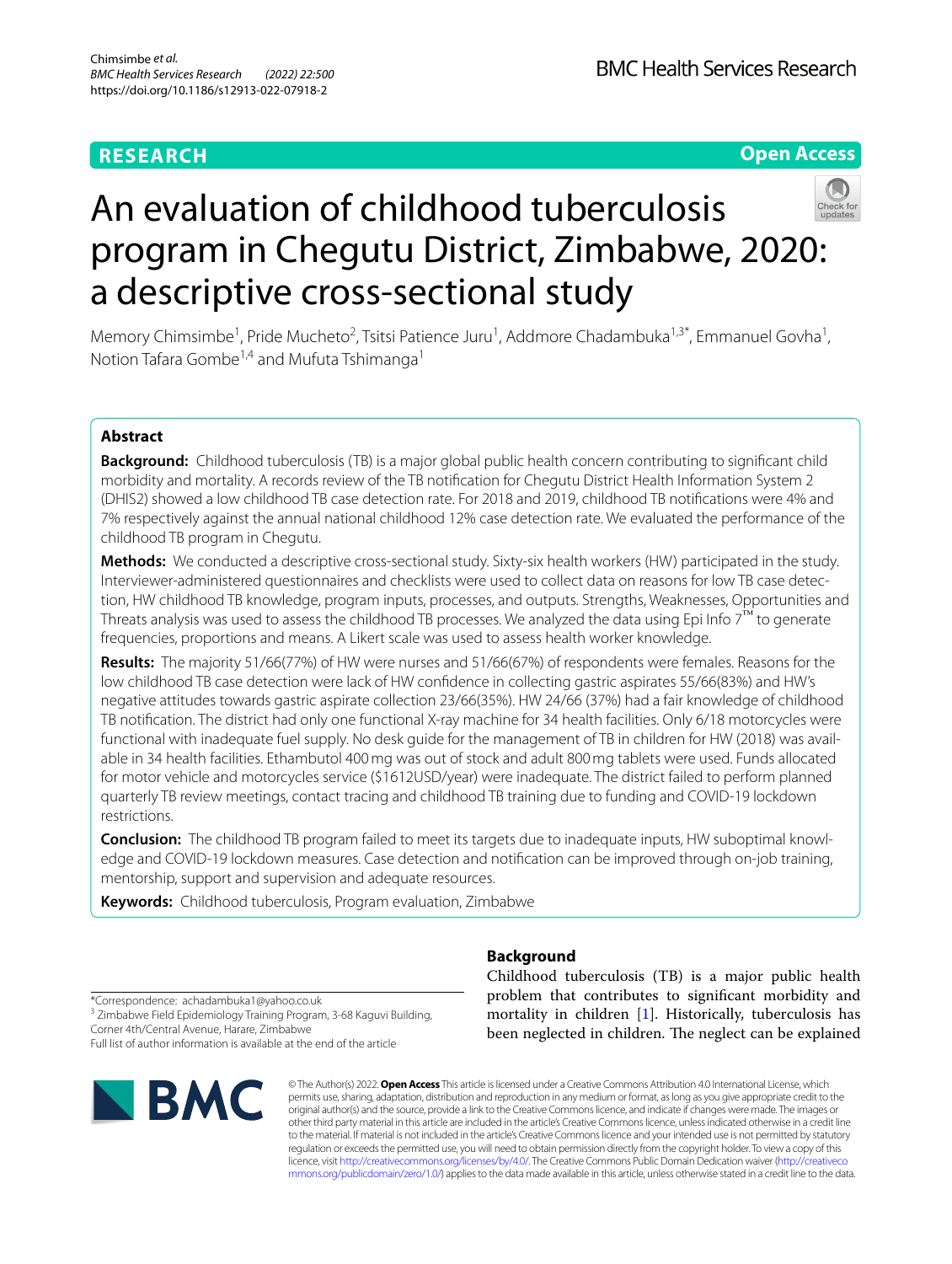RESEARCH

Open Access

# An evaluation of childhood tuberculosis program in Chegutu District, Zimbabwe, 2020: a descriptive cross-sectional study

Memory Chimsimbe[1], Pride Mucheto[2], Tsitsi Patience Juru[1], Addmore Chadambuka[1,3*], Emmanuel Govha[1], Notion Tafara Gombe[1,4] and Mufuta Tshimanga[1]

## Abstract

**Background:** Childhood tuberculosis (TB) is a major global public health concern contributing to significant child morbidity and mortality. A records review of the TB notification for Chegutu District Health Information System 2 (DHIS2) showed a low childhood TB case detection rate. For 2018 and 2019, childhood TB notifications were 4% and 7% respectively against the annual national childhood 12% case detection rate. We evaluated the performance of the childhood TB program in Chegutu.

**Methods:** We conducted a descriptive cross-sectional study. Sixty-six health workers (HW) participated in the study. Interviewer-administered questionnaires and checklists were used to collect data on reasons for low TB case detection, HW childhood TB knowledge, program inputs, processes, and outputs. Strengths, Weaknesses, Opportunities and Threats analysis was used to assess the childhood TB processes. We analyzed the data using Epi Info 7™ to generate frequencies, proportions and means. A Likert scale was used to assess health worker knowledge.

**Results:** The majority 51/66(77%) of HW were nurses and 51/66(67%) of respondents were females. Reasons for the low childhood TB case detection were lack of HW confidence in collecting gastric aspirates 55/66(83%) and HW's negative attitudes towards gastric aspirate collection 23/66(35%). HW 24/66 (37%) had a fair knowledge of childhood TB notification. The district had only one functional X-ray machine for 34 health facilities. Only 6/18 motorcycles were functional with inadequate fuel supply. No desk guide for the management of TB in children for HW (2018) was available in 34 health facilities. Ethambutol 400 mg was out of stock and adult 800 mg tablets were used. Funds allocated for motor vehicle and motorcycles service ($1612USD/year) were inadequate. The district failed to perform planned quarterly TB review meetings, contact tracing and childhood TB training due to funding and COVID-19 lockdown restrictions.

**Conclusion:** The childhood TB program failed to meet its targets due to inadequate inputs, HW suboptimal knowledge and COVID-19 lockdown measures. Case detection and notification can be improved through on-job training, mentorship, support and supervision and adequate resources.

**Keywords:** Childhood tuberculosis, Program evaluation, Zimbabwe

## Background

Childhood tuberculosis (TB) is a major public health problem that contributes to significant morbidity and mortality in children [1]. Historically, tuberculosis has been neglected in children. The neglect can be explained

*Correspondence: achadambuka1@yahoo.co.uk
[3] Zimbabwe Field Epidemiology Training Program, 3-68 Kaguvi Building, Corner 4th/Central Avenue, Harare, Zimbabwe
Full list of author information is available at the end of the article

© The Author(s) 2022. **Open Access** This article is licensed under a Creative Commons Attribution 4.0 International License, which permits use, sharing, adaptation, distribution and reproduction in any medium or format, as long as you give appropriate credit to the original author(s) and the source, provide a link to the Creative Commons licence, and indicate if changes were made. The images or other third party material in this article are included in the article's Creative Commons licence, unless indicated otherwise in a credit line to the material. If material is not included in the article's Creative Commons licence and your intended use is not permitted by statutory regulation or exceeds the permitted use, you will need to obtain permission directly from the copyright holder. To view a copy of this licence, visit http://creativecommons.org/licenses/by/4.0/. The Creative Commons Public Domain Dedication waiver (http://creativecommons.org/publicdomain/zero/1.0/) applies to the data made available in this article, unless otherwise stated in a credit line to the data.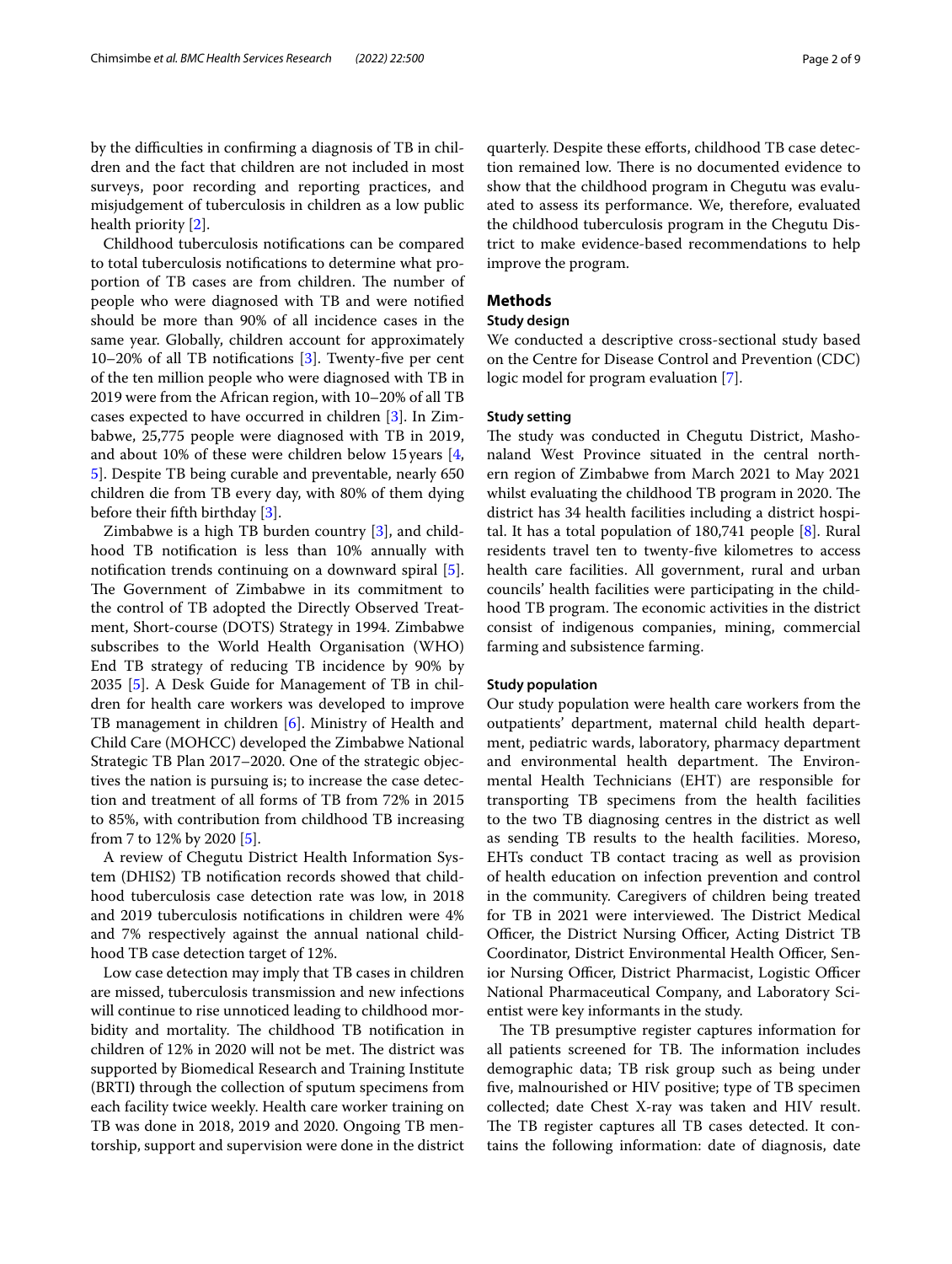by the difficulties in confirming a diagnosis of TB in children and the fact that children are not included in most surveys, poor recording and reporting practices, and misjudgement of tuberculosis in children as a low public health priority [2].

Childhood tuberculosis notifications can be compared to total tuberculosis notifications to determine what proportion of TB cases are from children. The number of people who were diagnosed with TB and were notified should be more than 90% of all incidence cases in the same year. Globally, children account for approximately 10–20% of all TB notifications [3]. Twenty-five per cent of the ten million people who were diagnosed with TB in 2019 were from the African region, with 10–20% of all TB cases expected to have occurred in children [3]. In Zimbabwe, 25,775 people were diagnosed with TB in 2019, and about 10% of these were children below 15 years [4, 5]. Despite TB being curable and preventable, nearly 650 children die from TB every day, with 80% of them dying before their fifth birthday [3].

Zimbabwe is a high TB burden country [3], and childhood TB notification is less than 10% annually with notification trends continuing on a downward spiral [5]. The Government of Zimbabwe in its commitment to the control of TB adopted the Directly Observed Treatment, Short-course (DOTS) Strategy in 1994. Zimbabwe subscribes to the World Health Organisation (WHO) End TB strategy of reducing TB incidence by 90% by 2035 [5]. A Desk Guide for Management of TB in children for health care workers was developed to improve TB management in children [6]. Ministry of Health and Child Care (MOHCC) developed the Zimbabwe National Strategic TB Plan 2017–2020. One of the strategic objectives the nation is pursuing is; to increase the case detection and treatment of all forms of TB from 72% in 2015 to 85%, with contribution from childhood TB increasing from 7 to 12% by 2020 [5].

A review of Chegutu District Health Information System (DHIS2) TB notification records showed that childhood tuberculosis case detection rate was low, in 2018 and 2019 tuberculosis notifications in children were 4% and 7% respectively against the annual national childhood TB case detection target of 12%.

Low case detection may imply that TB cases in children are missed, tuberculosis transmission and new infections will continue to rise unnoticed leading to childhood morbidity and mortality. The childhood TB notification in children of 12% in 2020 will not be met. The district was supported by Biomedical Research and Training Institute (BRTI) through the collection of sputum specimens from each facility twice weekly. Health care worker training on TB was done in 2018, 2019 and 2020. Ongoing TB mentorship, support and supervision were done in the district quarterly. Despite these efforts, childhood TB case detection remained low. There is no documented evidence to show that the childhood program in Chegutu was evaluated to assess its performance. We, therefore, evaluated the childhood tuberculosis program in the Chegutu District to make evidence-based recommendations to help improve the program.

## Methods

### Study design

We conducted a descriptive cross-sectional study based on the Centre for Disease Control and Prevention (CDC) logic model for program evaluation [7].

### Study setting

The study was conducted in Chegutu District, Mashonaland West Province situated in the central northern region of Zimbabwe from March 2021 to May 2021 whilst evaluating the childhood TB program in 2020. The district has 34 health facilities including a district hospital. It has a total population of 180,741 people [8]. Rural residents travel ten to twenty-five kilometres to access health care facilities. All government, rural and urban councils' health facilities were participating in the childhood TB program. The economic activities in the district consist of indigenous companies, mining, commercial farming and subsistence farming.

### Study population

Our study population were health care workers from the outpatients' department, maternal child health department, pediatric wards, laboratory, pharmacy department and environmental health department. The Environmental Health Technicians (EHT) are responsible for transporting TB specimens from the health facilities to the two TB diagnosing centres in the district as well as sending TB results to the health facilities. Moreso, EHTs conduct TB contact tracing as well as provision of health education on infection prevention and control in the community. Caregivers of children being treated for TB in 2021 were interviewed. The District Medical Officer, the District Nursing Officer, Acting District TB Coordinator, District Environmental Health Officer, Senior Nursing Officer, District Pharmacist, Logistic Officer National Pharmaceutical Company, and Laboratory Scientist were key informants in the study.

The TB presumptive register captures information for all patients screened for TB. The information includes demographic data; TB risk group such as being under five, malnourished or HIV positive; type of TB specimen collected; date Chest X-ray was taken and HIV result. The TB register captures all TB cases detected. It contains the following information: date of diagnosis, date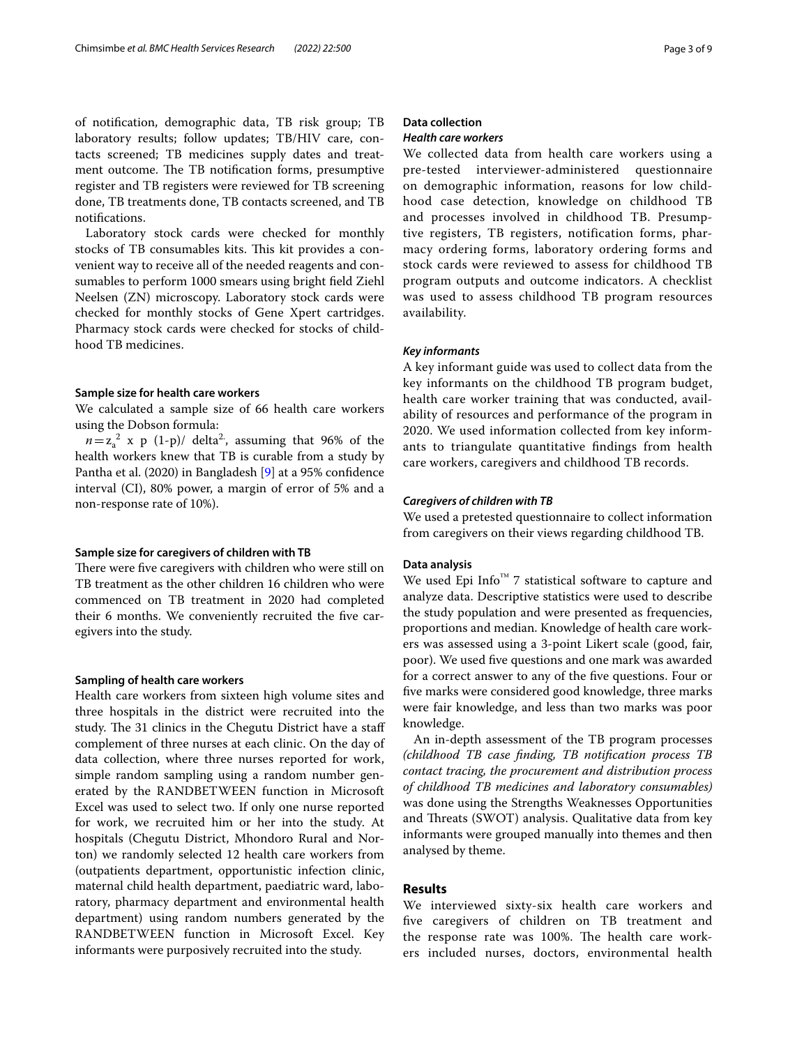of notification, demographic data, TB risk group; TB laboratory results; follow updates; TB/HIV care, contacts screened; TB medicines supply dates and treatment outcome. The TB notification forms, presumptive register and TB registers were reviewed for TB screening done, TB treatments done, TB contacts screened, and TB notifications.

Laboratory stock cards were checked for monthly stocks of TB consumables kits. This kit provides a convenient way to receive all of the needed reagents and consumables to perform 1000 smears using bright field Ziehl Neelsen (ZN) microscopy. Laboratory stock cards were checked for monthly stocks of Gene Xpert cartridges. Pharmacy stock cards were checked for stocks of childhood TB medicines.

### Sample size for health care workers

We calculated a sample size of 66 health care workers using the Dobson formula:

$n = z_a^2$ x p (1-p)/ delta$^2$, assuming that 96% of the health workers knew that TB is curable from a study by Pantha et al. (2020) in Bangladesh [9] at a 95% confidence interval (CI), 80% power, a margin of error of 5% and a non-response rate of 10%).

### Sample size for caregivers of children with TB

There were five caregivers with children who were still on TB treatment as the other children 16 children who were commenced on TB treatment in 2020 had completed their 6 months. We conveniently recruited the five caregivers into the study.

### Sampling of health care workers

Health care workers from sixteen high volume sites and three hospitals in the district were recruited into the study. The 31 clinics in the Chegutu District have a staff complement of three nurses at each clinic. On the day of data collection, where three nurses reported for work, simple random sampling using a random number generated by the RANDBETWEEN function in Microsoft Excel was used to select two. If only one nurse reported for work, we recruited him or her into the study. At hospitals (Chegutu District, Mhondoro Rural and Norton) we randomly selected 12 health care workers from (outpatients department, opportunistic infection clinic, maternal child health department, paediatric ward, laboratory, pharmacy department and environmental health department) using random numbers generated by the RANDBETWEEN function in Microsoft Excel. Key informants were purposively recruited into the study.

### Data collection

#### *Health care workers*

We collected data from health care workers using a pre-tested interviewer-administered questionnaire on demographic information, reasons for low childhood case detection, knowledge on childhood TB and processes involved in childhood TB. Presumptive registers, TB registers, notification forms, pharmacy ordering forms, laboratory ordering forms and stock cards were reviewed to assess for childhood TB program outputs and outcome indicators. A checklist was used to assess childhood TB program resources availability.

#### *Key informants*

A key informant guide was used to collect data from the key informants on the childhood TB program budget, health care worker training that was conducted, availability of resources and performance of the program in 2020. We used information collected from key informants to triangulate quantitative findings from health care workers, caregivers and childhood TB records.

#### *Caregivers of children with TB*

We used a pretested questionnaire to collect information from caregivers on their views regarding childhood TB.

### Data analysis

We used Epi Info™ 7 statistical software to capture and analyze data. Descriptive statistics were used to describe the study population and were presented as frequencies, proportions and median. Knowledge of health care workers was assessed using a 3-point Likert scale (good, fair, poor). We used five questions and one mark was awarded for a correct answer to any of the five questions. Four or five marks were considered good knowledge, three marks were fair knowledge, and less than two marks was poor knowledge.

An in-depth assessment of the TB program processes *(childhood TB case finding, TB notification process TB contact tracing, the procurement and distribution process of childhood TB medicines and laboratory consumables)* was done using the Strengths Weaknesses Opportunities and Threats (SWOT) analysis. Qualitative data from key informants were grouped manually into themes and then analysed by theme.

## Results

We interviewed sixty-six health care workers and five caregivers of children on TB treatment and the response rate was 100%. The health care workers included nurses, doctors, environmental health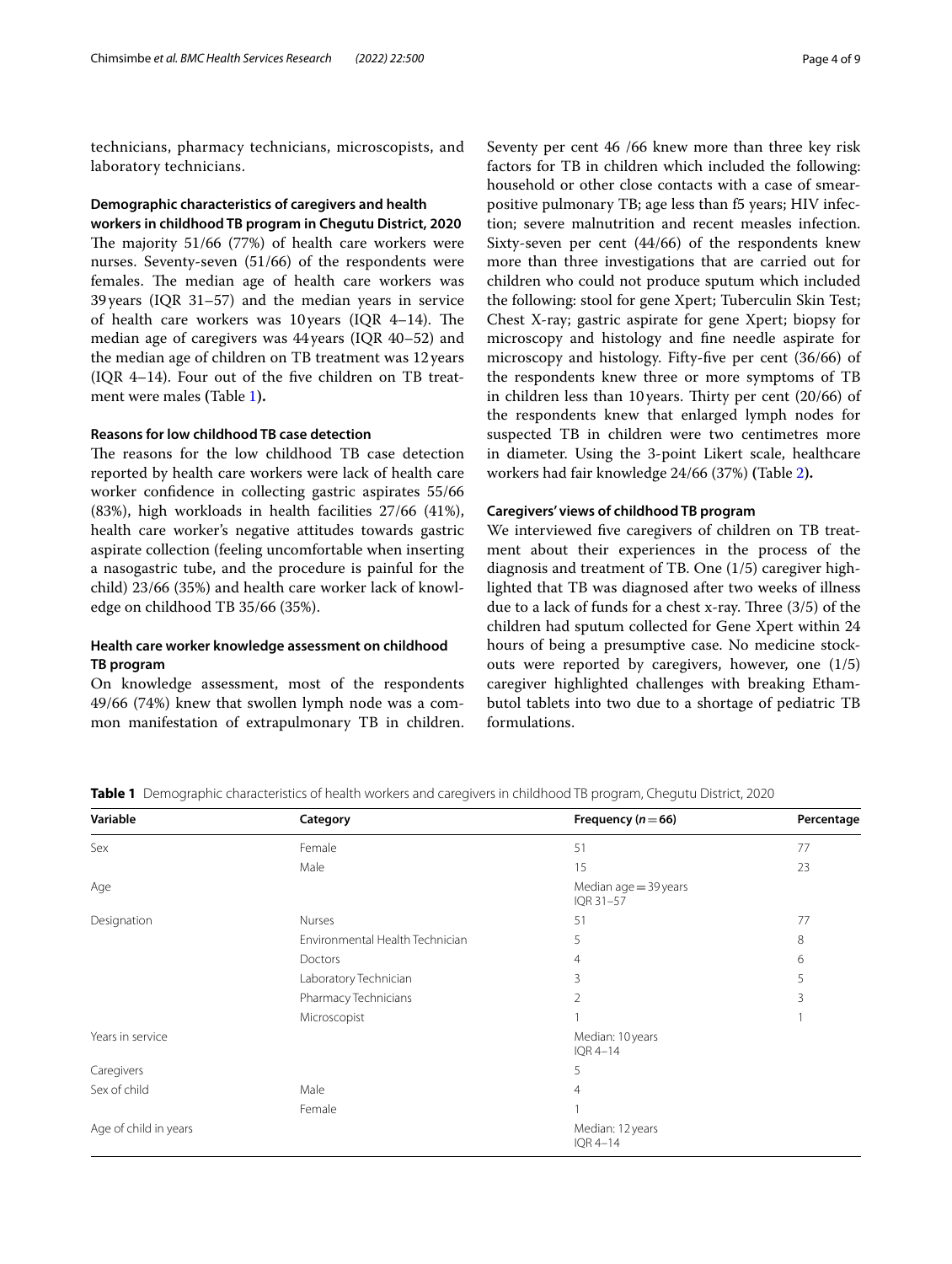technicians, pharmacy technicians, microscopists, and laboratory technicians.

### Demographic characteristics of caregivers and health workers in childhood TB program in Chegutu District, 2020

The majority 51/66 (77%) of health care workers were nurses. Seventy-seven (51/66) of the respondents were females. The median age of health care workers was 39 years (IQR 31–57) and the median years in service of health care workers was 10 years (IQR 4–14). The median age of caregivers was 44 years (IQR 40–52) and the median age of children on TB treatment was 12 years (IQR 4–14). Four out of the five children on TB treatment were males **(**Table 1**).**

### Reasons for low childhood TB case detection

The reasons for the low childhood TB case detection reported by health care workers were lack of health care worker confidence in collecting gastric aspirates 55/66 (83%), high workloads in health facilities 27/66 (41%), health care worker's negative attitudes towards gastric aspirate collection (feeling uncomfortable when inserting a nasogastric tube, and the procedure is painful for the child) 23/66 (35%) and health care worker lack of knowledge on childhood TB 35/66 (35%).

### Health care worker knowledge assessment on childhood TB program

On knowledge assessment, most of the respondents 49/66 (74%) knew that swollen lymph node was a common manifestation of extrapulmonary TB in children. Seventy per cent 46 /66 knew more than three key risk factors for TB in children which included the following: household or other close contacts with a case of smear-positive pulmonary TB; age less than f5 years; HIV infection; severe malnutrition and recent measles infection. Sixty-seven per cent (44/66) of the respondents knew more than three investigations that are carried out for children who could not produce sputum which included the following: stool for gene Xpert; Tuberculin Skin Test; Chest X-ray; gastric aspirate for gene Xpert; biopsy for microscopy and histology and fine needle aspirate for microscopy and histology. Fifty-five per cent (36/66) of the respondents knew three or more symptoms of TB in children less than 10 years. Thirty per cent (20/66) of the respondents knew that enlarged lymph nodes for suspected TB in children were two centimetres more in diameter. Using the 3-point Likert scale, healthcare workers had fair knowledge 24/66 (37%) **(**Table 2**).**

### Caregivers' views of childhood TB program

We interviewed five caregivers of children on TB treatment about their experiences in the process of the diagnosis and treatment of TB. One (1/5) caregiver highlighted that TB was diagnosed after two weeks of illness due to a lack of funds for a chest x-ray. Three (3/5) of the children had sputum collected for Gene Xpert within 24 hours of being a presumptive case. No medicine stockouts were reported by caregivers, however, one (1/5) caregiver highlighted challenges with breaking Ethambutol tablets into two due to a shortage of pediatric TB formulations.

**Table 1** Demographic characteristics of health workers and caregivers in childhood TB program, Chegutu District, 2020

| Variable | Category | Frequency ($n=66$) | Percentage |
|---|---|---|---|
| Sex | Female | 51 | 77 |
| | Male | 15 | 23 |
| Age | | Median age = 39 years IQR 31–57 | |
| Designation | Nurses | 51 | 77 |
| | Environmental Health Technician | 5 | 8 |
| | Doctors | 4 | 6 |
| | Laboratory Technician | 3 | 5 |
| | Pharmacy Technicians | 2 | 3 |
| | Microscopist | 1 | 1 |
| Years in service | | Median: 10 years IQR 4–14 | |
| Caregivers | | 5 | |
| Sex of child | Male | 4 | |
| | Female | 1 | |
| Age of child in years | | Median: 12 years IQR 4–14 | |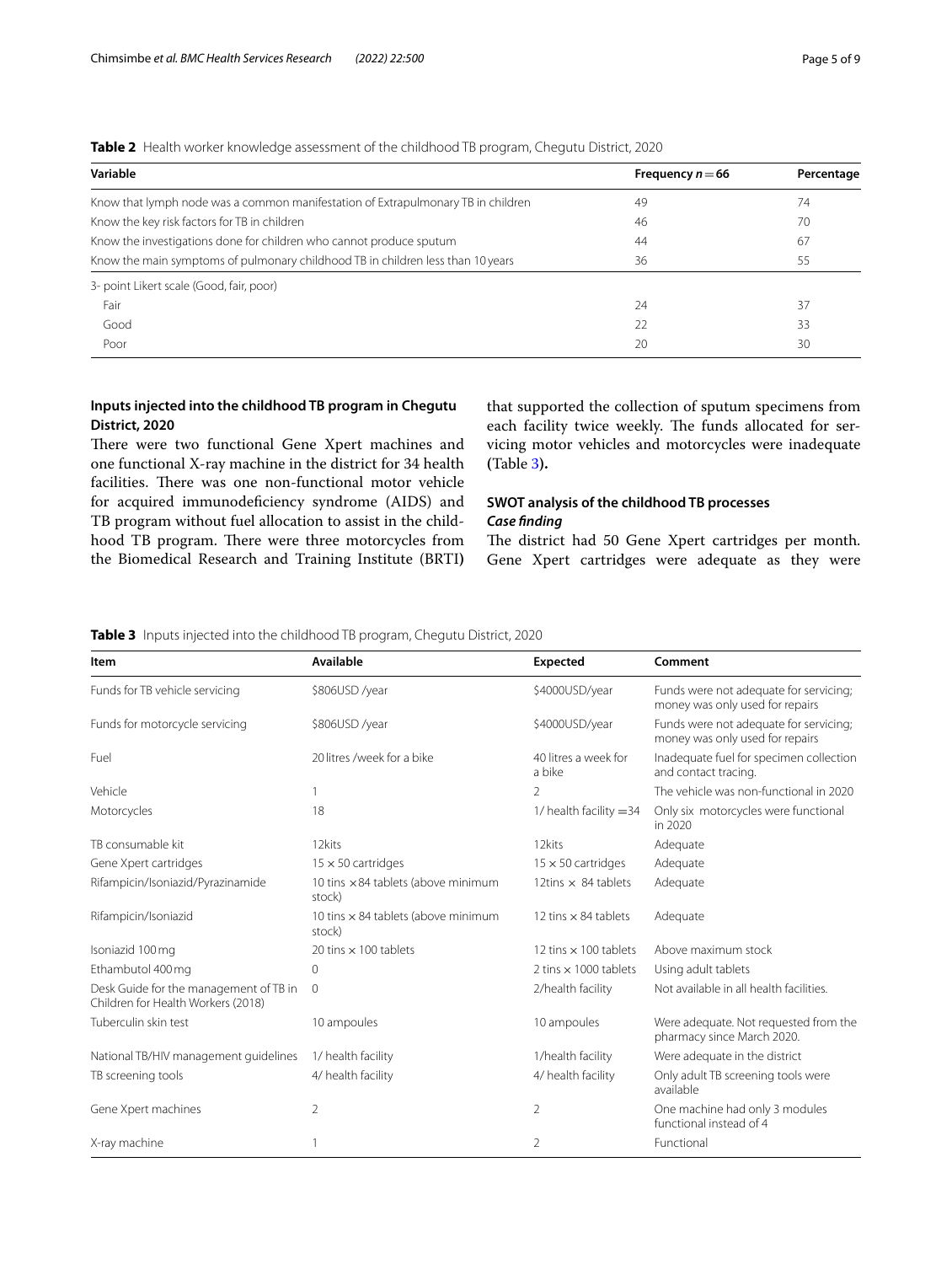**Table 2** Health worker knowledge assessment of the childhood TB program, Chegutu District, 2020

| Variable | Frequency $n=66$ | Percentage |
|---|---|---|
| Know that lymph node was a common manifestation of Extrapulmonary TB in children | 49 | 74 |
| Know the key risk factors for TB in children | 46 | 70 |
| Know the investigations done for children who cannot produce sputum | 44 | 67 |
| Know the main symptoms of pulmonary childhood TB in children less than 10 years | 36 | 55 |
| 3- point Likert scale (Good, fair, poor) | | |
| Fair | 24 | 37 |
| Good | 22 | 33 |
| Poor | 20 | 30 |

### Inputs injected into the childhood TB program in Chegutu District, 2020

There were two functional Gene Xpert machines and one functional X-ray machine in the district for 34 health facilities. There was one non-functional motor vehicle for acquired immunodeficiency syndrome (AIDS) and TB program without fuel allocation to assist in the childhood TB program. There were three motorcycles from the Biomedical Research and Training Institute (BRTI) that supported the collection of sputum specimens from each facility twice weekly. The funds allocated for servicing motor vehicles and motorcycles were inadequate (Table 3).

### SWOT analysis of the childhood TB processes

#### *Case finding*

The district had 50 Gene Xpert cartridges per month. Gene Xpert cartridges were adequate as they were

**Table 3** Inputs injected into the childhood TB program, Chegutu District, 2020

| Item | Available | Expected | Comment |
|---|---|---|---|
| Funds for TB vehicle servicing | $806USD /year | $4000USD/year | Funds were not adequate for servicing; money was only used for repairs |
| Funds for motorcycle servicing | $806USD /year | $4000USD/year | Funds were not adequate for servicing; money was only used for repairs |
| Fuel | 20 litres /week for a bike | 40 litres a week for a bike | Inadequate fuel for specimen collection and contact tracing. |
| Vehicle | 1 | 2 | The vehicle was non-functional in 2020 |
| Motorcycles | 18 | 1/ health facility =34 | Only six motorcycles were functional in 2020 |
| TB consumable kit | 12kits | 12kits | Adequate |
| Gene Xpert cartridges | 15 × 50 cartridges | 15 × 50 cartridges | Adequate |
| Rifampicin/Isoniazid/Pyrazinamide | 10 tins ×84 tablets (above minimum stock) | 12tins × 84 tablets | Adequate |
| Rifampicin/Isoniazid | 10 tins × 84 tablets (above minimum stock) | 12 tins × 84 tablets | Adequate |
| Isoniazid 100 mg | 20 tins × 100 tablets | 12 tins × 100 tablets | Above maximum stock |
| Ethambutol 400 mg | 0 | 2 tins × 1000 tablets | Using adult tablets |
| Desk Guide for the management of TB in Children for Health Workers (2018) | 0 | 2/health facility | Not available in all health facilities. |
| Tuberculin skin test | 10 ampoules | 10 ampoules | Were adequate. Not requested from the pharmacy since March 2020. |
| National TB/HIV management guidelines | 1/ health facility | 1/health facility | Were adequate in the district |
| TB screening tools | 4/ health facility | 4/ health facility | Only adult TB screening tools were available |
| Gene Xpert machines | 2 | 2 | One machine had only 3 modules functional instead of 4 |
| X-ray machine | 1 | 2 | Functional |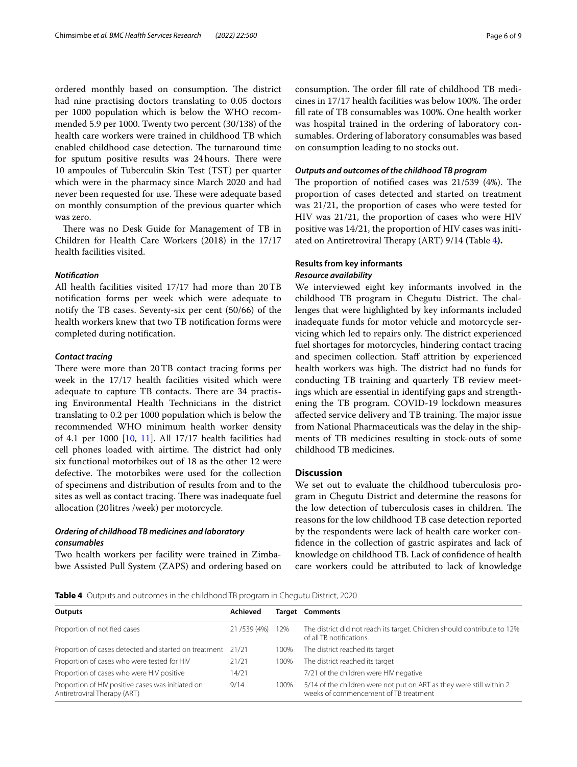ordered monthly based on consumption. The district had nine practising doctors translating to 0.05 doctors per 1000 population which is below the WHO recommended 5.9 per 1000. Twenty two percent (30/138) of the health care workers were trained in childhood TB which enabled childhood case detection. The turnaround time for sputum positive results was 24 hours. There were 10 ampoules of Tuberculin Skin Test (TST) per quarter which were in the pharmacy since March 2020 and had never been requested for use. These were adequate based on monthly consumption of the previous quarter which was zero.

There was no Desk Guide for Management of TB in Children for Health Care Workers (2018) in the 17/17 health facilities visited.

#### *Notification*

All health facilities visited 17/17 had more than 20 TB notification forms per week which were adequate to notify the TB cases. Seventy-six per cent (50/66) of the health workers knew that two TB notification forms were completed during notification.

#### *Contact tracing*

There were more than 20 TB contact tracing forms per week in the 17/17 health facilities visited which were adequate to capture TB contacts. There are 34 practising Environmental Health Technicians in the district translating to 0.2 per 1000 population which is below the recommended WHO minimum health worker density of 4.1 per 1000 [10, 11]. All 17/17 health facilities had cell phones loaded with airtime. The district had only six functional motorbikes out of 18 as the other 12 were defective. The motorbikes were used for the collection of specimens and distribution of results from and to the sites as well as contact tracing. There was inadequate fuel allocation (20 litres /week) per motorcycle.

#### *Ordering of childhood TB medicines and laboratory consumables*

Two health workers per facility were trained in Zimbabwe Assisted Pull System (ZAPS) and ordering based on consumption. The order fill rate of childhood TB medicines in 17/17 health facilities was below 100%. The order fill rate of TB consumables was 100%. One health worker was hospital trained in the ordering of laboratory consumables. Ordering of laboratory consumables was based on consumption leading to no stocks out.

#### *Outputs and outcomes of the childhood TB program*

The proportion of notified cases was 21/539 (4%). The proportion of cases detected and started on treatment was 21/21, the proportion of cases who were tested for HIV was 21/21, the proportion of cases who were HIV positive was 14/21, the proportion of HIV cases was initiated on Antiretroviral Therapy (ART) 9/14 (Table 4).

### Results from key informants

#### *Resource availability*

We interviewed eight key informants involved in the childhood TB program in Chegutu District. The challenges that were highlighted by key informants included inadequate funds for motor vehicle and motorcycle servicing which led to repairs only. The district experienced fuel shortages for motorcycles, hindering contact tracing and specimen collection. Staff attrition by experienced health workers was high. The district had no funds for conducting TB training and quarterly TB review meetings which are essential in identifying gaps and strengthening the TB program. COVID-19 lockdown measures affected service delivery and TB training. The major issue from National Pharmaceuticals was the delay in the shipments of TB medicines resulting in stock-outs of some childhood TB medicines.

## Discussion

We set out to evaluate the childhood tuberculosis program in Chegutu District and determine the reasons for the low detection of tuberculosis cases in children. The reasons for the low childhood TB case detection reported by the respondents were lack of health care worker confidence in the collection of gastric aspirates and lack of knowledge on childhood TB. Lack of confidence of health care workers could be attributed to lack of knowledge

**Table 4** Outputs and outcomes in the childhood TB program in Chegutu District, 2020

| Outputs | Achieved | Target | Comments |
|---|---|---|---|
| Proportion of notified cases | 21 /539 (4%) | 12% | The district did not reach its target. Children should contribute to 12% of all TB notifications. |
| Proportion of cases detected and started on treatment | 21/21 | 100% | The district reached its target |
| Proportion of cases who were tested for HIV | 21/21 | 100% | The district reached its target |
| Proportion of cases who were HIV positive | 14/21 | | 7/21 of the children were HIV negative |
| Proportion of HIV positive cases was initiated on Antiretroviral Therapy (ART) | 9/14 | 100% | 5/14 of the children were not put on ART as they were still within 2 weeks of commencement of TB treatment |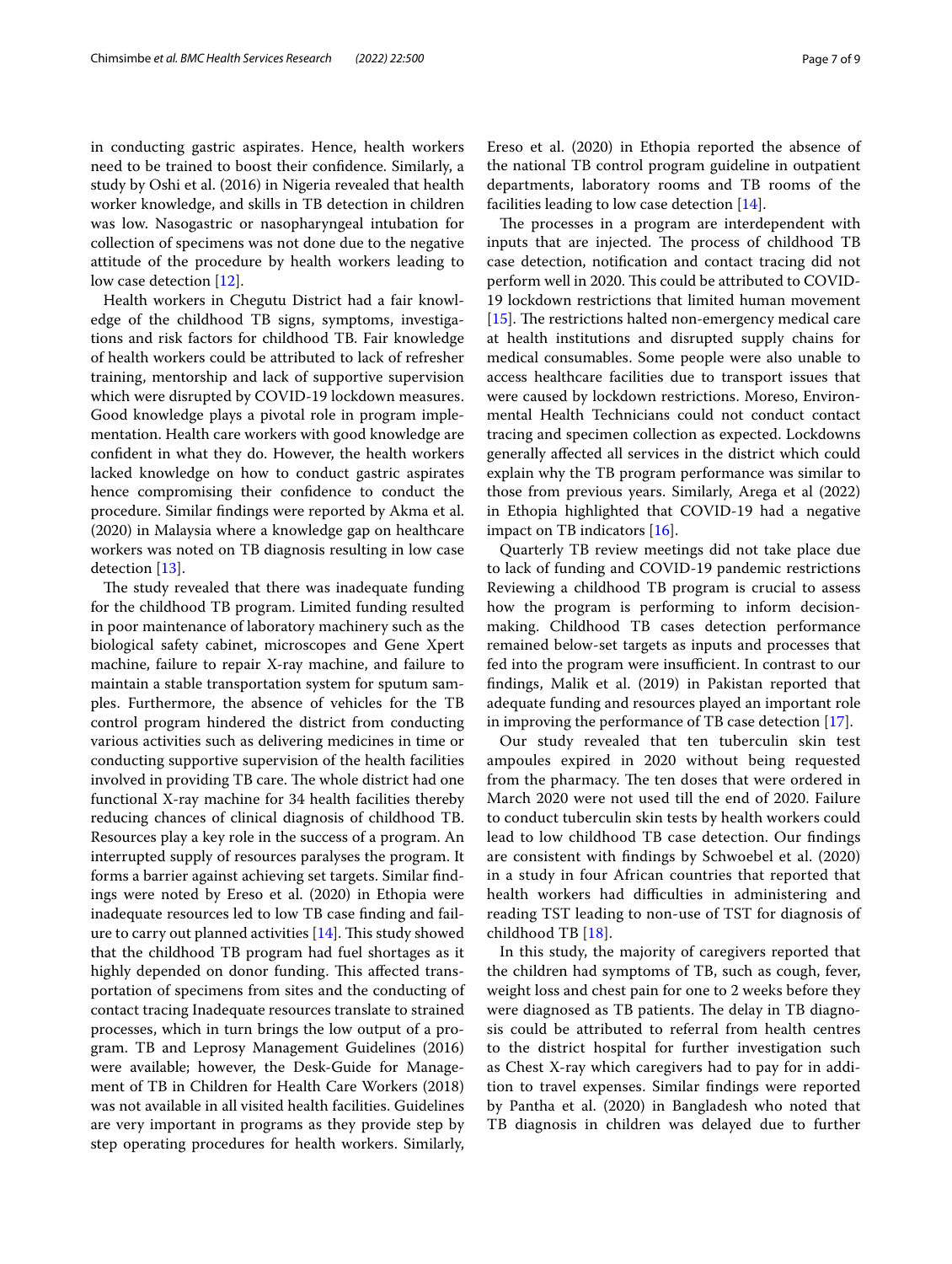in conducting gastric aspirates. Hence, health workers need to be trained to boost their confidence. Similarly, a study by Oshi et al. (2016) in Nigeria revealed that health worker knowledge, and skills in TB detection in children was low. Nasogastric or nasopharyngeal intubation for collection of specimens was not done due to the negative attitude of the procedure by health workers leading to low case detection [12].

Health workers in Chegutu District had a fair knowledge of the childhood TB signs, symptoms, investigations and risk factors for childhood TB. Fair knowledge of health workers could be attributed to lack of refresher training, mentorship and lack of supportive supervision which were disrupted by COVID-19 lockdown measures. Good knowledge plays a pivotal role in program implementation. Health care workers with good knowledge are confident in what they do. However, the health workers lacked knowledge on how to conduct gastric aspirates hence compromising their confidence to conduct the procedure. Similar findings were reported by Akma et al. (2020) in Malaysia where a knowledge gap on healthcare workers was noted on TB diagnosis resulting in low case detection [13].

The study revealed that there was inadequate funding for the childhood TB program. Limited funding resulted in poor maintenance of laboratory machinery such as the biological safety cabinet, microscopes and Gene Xpert machine, failure to repair X-ray machine, and failure to maintain a stable transportation system for sputum samples. Furthermore, the absence of vehicles for the TB control program hindered the district from conducting various activities such as delivering medicines in time or conducting supportive supervision of the health facilities involved in providing TB care. The whole district had one functional X-ray machine for 34 health facilities thereby reducing chances of clinical diagnosis of childhood TB. Resources play a key role in the success of a program. An interrupted supply of resources paralyses the program. It forms a barrier against achieving set targets. Similar findings were noted by Ereso et al. (2020) in Ethopia were inadequate resources led to low TB case finding and failure to carry out planned activities [14]. This study showed that the childhood TB program had fuel shortages as it highly depended on donor funding. This affected transportation of specimens from sites and the conducting of contact tracing Inadequate resources translate to strained processes, which in turn brings the low output of a program. TB and Leprosy Management Guidelines (2016) were available; however, the Desk-Guide for Management of TB in Children for Health Care Workers (2018) was not available in all visited health facilities. Guidelines are very important in programs as they provide step by step operating procedures for health workers. Similarly, Ereso et al. (2020) in Ethopia reported the absence of the national TB control program guideline in outpatient departments, laboratory rooms and TB rooms of the facilities leading to low case detection [14].

The processes in a program are interdependent with inputs that are injected. The process of childhood TB case detection, notification and contact tracing did not perform well in 2020. This could be attributed to COVID-19 lockdown restrictions that limited human movement [15]. The restrictions halted non-emergency medical care at health institutions and disrupted supply chains for medical consumables. Some people were also unable to access healthcare facilities due to transport issues that were caused by lockdown restrictions. Moreso, Environmental Health Technicians could not conduct contact tracing and specimen collection as expected. Lockdowns generally affected all services in the district which could explain why the TB program performance was similar to those from previous years. Similarly, Arega et al (2022) in Ethopia highlighted that COVID-19 had a negative impact on TB indicators [16].

Quarterly TB review meetings did not take place due to lack of funding and COVID-19 pandemic restrictions Reviewing a childhood TB program is crucial to assess how the program is performing to inform decision-making. Childhood TB cases detection performance remained below-set targets as inputs and processes that fed into the program were insufficient. In contrast to our findings, Malik et al. (2019) in Pakistan reported that adequate funding and resources played an important role in improving the performance of TB case detection [17].

Our study revealed that ten tuberculin skin test ampoules expired in 2020 without being requested from the pharmacy. The ten doses that were ordered in March 2020 were not used till the end of 2020. Failure to conduct tuberculin skin tests by health workers could lead to low childhood TB case detection. Our findings are consistent with findings by Schwoebel et al. (2020) in a study in four African countries that reported that health workers had difficulties in administering and reading TST leading to non-use of TST for diagnosis of childhood TB [18].

In this study, the majority of caregivers reported that the children had symptoms of TB, such as cough, fever, weight loss and chest pain for one to 2 weeks before they were diagnosed as TB patients. The delay in TB diagnosis could be attributed to referral from health centres to the district hospital for further investigation such as Chest X-ray which caregivers had to pay for in addition to travel expenses. Similar findings were reported by Pantha et al. (2020) in Bangladesh who noted that TB diagnosis in children was delayed due to further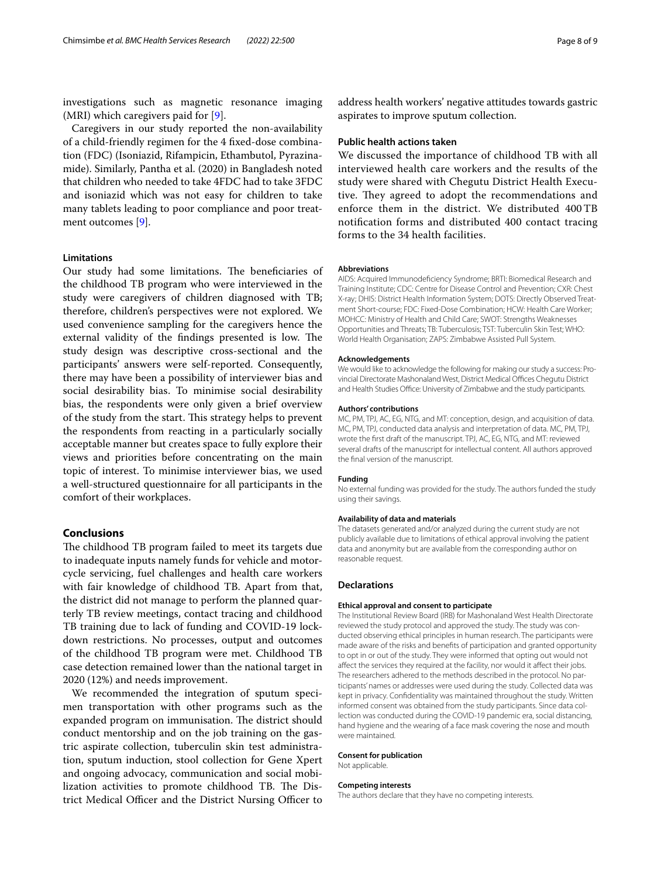investigations such as magnetic resonance imaging (MRI) which caregivers paid for [9].

Caregivers in our study reported the non-availability of a child-friendly regimen for the 4 fixed-dose combination (FDC) (Isoniazid, Rifampicin, Ethambutol, Pyrazinamide). Similarly, Pantha et al. (2020) in Bangladesh noted that children who needed to take 4FDC had to take 3FDC and isoniazid which was not easy for children to take many tablets leading to poor compliance and poor treatment outcomes [9].

### Limitations

Our study had some limitations. The beneficiaries of the childhood TB program who were interviewed in the study were caregivers of children diagnosed with TB; therefore, children's perspectives were not explored. We used convenience sampling for the caregivers hence the external validity of the findings presented is low. The study design was descriptive cross-sectional and the participants' answers were self-reported. Consequently, there may have been a possibility of interviewer bias and social desirability bias. To minimise social desirability bias, the respondents were only given a brief overview of the study from the start. This strategy helps to prevent the respondents from reacting in a particularly socially acceptable manner but creates space to fully explore their views and priorities before concentrating on the main topic of interest. To minimise interviewer bias, we used a well-structured questionnaire for all participants in the comfort of their workplaces.

## Conclusions

The childhood TB program failed to meet its targets due to inadequate inputs namely funds for vehicle and motorcycle servicing, fuel challenges and health care workers with fair knowledge of childhood TB. Apart from that, the district did not manage to perform the planned quarterly TB review meetings, contact tracing and childhood TB training due to lack of funding and COVID-19 lockdown restrictions. No processes, output and outcomes of the childhood TB program were met. Childhood TB case detection remained lower than the national target in 2020 (12%) and needs improvement.

We recommended the integration of sputum specimen transportation with other programs such as the expanded program on immunisation. The district should conduct mentorship and on the job training on the gastric aspirate collection, tuberculin skin test administration, sputum induction, stool collection for Gene Xpert and ongoing advocacy, communication and social mobilization activities to promote childhood TB. The District Medical Officer and the District Nursing Officer to address health workers' negative attitudes towards gastric aspirates to improve sputum collection.

### Public health actions taken

We discussed the importance of childhood TB with all interviewed health care workers and the results of the study were shared with Chegutu District Health Executive. They agreed to adopt the recommendations and enforce them in the district. We distributed 400 TB notification forms and distributed 400 contact tracing forms to the 34 health facilities.

#### Abbreviations

AIDS: Acquired Immunodeficiency Syndrome; BRTI: Biomedical Research and Training Institute; CDC: Centre for Disease Control and Prevention; CXR: Chest X-ray; DHIS: District Health Information System; DOTS: Directly Observed Treatment Short-course; FDC: Fixed-Dose Combination; HCW: Health Care Worker; MOHCC: Ministry of Health and Child Care; SWOT: Strengths Weaknesses Opportunities and Threats; TB: Tuberculosis; TST: Tuberculin Skin Test; WHO: World Health Organisation; ZAPS: Zimbabwe Assisted Pull System.

#### Acknowledgements

We would like to acknowledge the following for making our study a success: Provincial Directorate Mashonaland West, District Medical Offices Chegutu District and Health Studies Office: University of Zimbabwe and the study participants.

#### Authors' contributions

MC, PM, TPJ, AC, EG, NTG, and MT: conception, design, and acquisition of data. MC, PM, TPJ, conducted data analysis and interpretation of data. MC, PM, TPJ, wrote the first draft of the manuscript. TPJ, AC, EG, NTG, and MT: reviewed several drafts of the manuscript for intellectual content. All authors approved the final version of the manuscript.

#### Funding

No external funding was provided for the study. The authors funded the study using their savings.

#### Availability of data and materials

The datasets generated and/or analyzed during the current study are not publicly available due to limitations of ethical approval involving the patient data and anonymity but are available from the corresponding author on reasonable request.

### Declarations

#### Ethical approval and consent to participate

The Institutional Review Board (IRB) for Mashonaland West Health Directorate reviewed the study protocol and approved the study. The study was conducted observing ethical principles in human research. The participants were made aware of the risks and benefits of participation and granted opportunity to opt in or out of the study. They were informed that opting out would not affect the services they required at the facility, nor would it affect their jobs. The researchers adhered to the methods described in the protocol. No participants' names or addresses were used during the study. Collected data was kept in privacy. Confidentiality was maintained throughout the study. Written informed consent was obtained from the study participants. Since data collection was conducted during the COVID-19 pandemic era, social distancing, hand hygiene and the wearing of a face mask covering the nose and mouth were maintained.

#### Consent for publication

Not applicable.

#### Competing interests

The authors declare that they have no competing interests.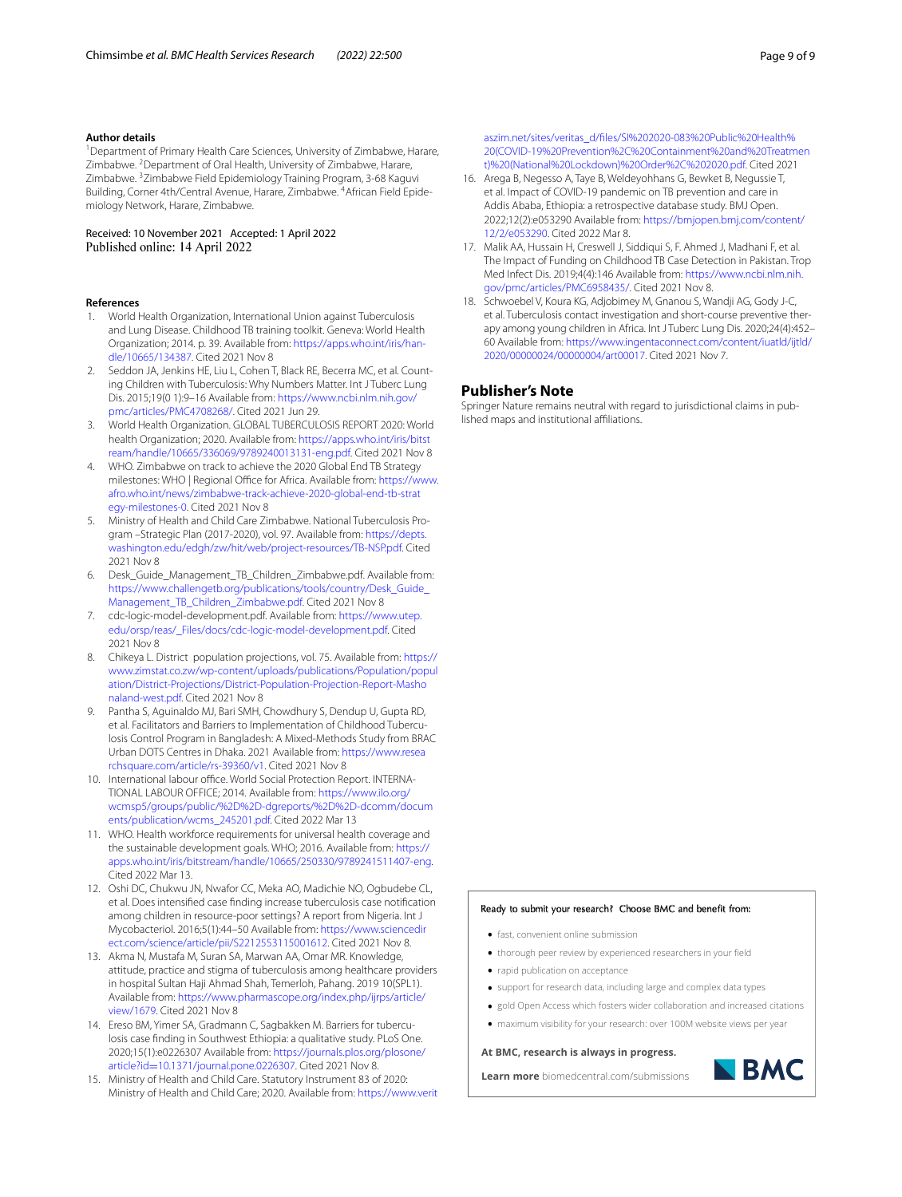### Author details

[1]Department of Primary Health Care Sciences, University of Zimbabwe, Harare, Zimbabwe. [2]Department of Oral Health, University of Zimbabwe, Harare, Zimbabwe. [3]Zimbabwe Field Epidemiology Training Program, 3-68 Kaguvi Building, Corner 4th/Central Avenue, Harare, Zimbabwe. [4]African Field Epidemiology Network, Harare, Zimbabwe.

Received: 10 November 2021 Accepted: 1 April 2022
Published online: 14 April 2022

### References

1. World Health Organization, International Union against Tuberculosis and Lung Disease. Childhood TB training toolkit. Geneva: World Health Organization; 2014. p. 39. Available from: https://apps.who.int/iris/handle/10665/134387. Cited 2021 Nov 8
2. Seddon JA, Jenkins HE, Liu L, Cohen T, Black RE, Becerra MC, et al. Counting Children with Tuberculosis: Why Numbers Matter. Int J Tuberc Lung Dis. 2015;19(0 1):9–16 Available from: https://www.ncbi.nlm.nih.gov/pmc/articles/PMC4708268/. Cited 2021 Jun 29.
3. World Health Organization. GLOBAL TUBERCULOSIS REPORT 2020: World health Organization; 2020. Available from: https://apps.who.int/iris/bitstream/handle/10665/336069/9789240013131-eng.pdf. Cited 2021 Nov 8
4. WHO. Zimbabwe on track to achieve the 2020 Global End TB Strategy milestones: WHO | Regional Office for Africa. Available from: https://www.afro.who.int/news/zimbabwe-track-achieve-2020-global-end-tb-strategy-milestones-0. Cited 2021 Nov 8
5. Ministry of Health and Child Care Zimbabwe. National Tuberculosis Program –Strategic Plan (2017-2020), vol. 97. Available from: https://depts.washington.edu/edgh/zw/hit/web/project-resources/TB-NSP.pdf. Cited 2021 Nov 8
6. Desk_Guide_Management_TB_Children_Zimbabwe.pdf. Available from: https://www.challengetb.org/publications/tools/country/Desk_Guide_Management_TB_Children_Zimbabwe.pdf. Cited 2021 Nov 8
7. cdc-logic-model-development.pdf. Available from: https://www.utep.edu/orsp/reas/_Files/docs/cdc-logic-model-development.pdf. Cited 2021 Nov 8
8. Chikeya L. District population projections, vol. 75. Available from: https://www.zimstat.co.zw/wp-content/uploads/publications/Population/population/District-Projections/District-Population-Projection-Report-Mashonaland-west.pdf. Cited 2021 Nov 8
9. Pantha S, Aguinaldo MJ, Bari SMH, Chowdhury S, Dendup U, Gupta RD, et al. Facilitators and Barriers to Implementation of Childhood Tuberculosis Control Program in Bangladesh: A Mixed-Methods Study from BRAC Urban DOTS Centres in Dhaka. 2021 Available from: https://www.researchsquare.com/article/rs-39360/v1. Cited 2021 Nov 8
10. International labour office. World Social Protection Report. INTERNATIONAL LABOUR OFFICE; 2014. Available from: https://www.ilo.org/wcmsp5/groups/public/%2D%2D-dgreports/%2D%2D-dcomm/documents/publication/wcms_245201.pdf. Cited 2022 Mar 13
11. WHO. Health workforce requirements for universal health coverage and the sustainable development goals. WHO; 2016. Available from: https://apps.who.int/iris/bitstream/handle/10665/250330/9789241511407-eng. Cited 2022 Mar 13.
12. Oshi DC, Chukwu JN, Nwafor CC, Meka AO, Madichie NO, Ogbudebe CL, et al. Does intensified case finding increase tuberculosis case notification among children in resource-poor settings? A report from Nigeria. Int J Mycobacteriol. 2016;5(1):44–50 Available from: https://www.sciencedirect.com/science/article/pii/S2212553115001612. Cited 2021 Nov 8.
13. Akma N, Mustafa M, Suran SA, Marwan AA, Omar MR. Knowledge, attitude, practice and stigma of tuberculosis among healthcare providers in hospital Sultan Haji Ahmad Shah, Temerloh, Pahang. 2019 10(SPL1). Available from: https://www.pharmascope.org/index.php/ijrps/article/view/1679. Cited 2021 Nov 8
14. Ereso BM, Yimer SA, Gradmann C, Sagbakken M. Barriers for tuberculosis case finding in Southwest Ethiopia: a qualitative study. PLoS One. 2020;15(1):e0226307 Available from: https://journals.plos.org/plosone/article?id=10.1371/journal.pone.0226307. Cited 2021 Nov 8.
15. Ministry of Health and Child Care. Statutory Instrument 83 of 2020: Ministry of Health and Child Care; 2020. Available from: https://www.veritaszim.net/sites/veritas_d/files/SI%202020-083%20Public%20Health%20(COVID-19%20Prevention%2C%20Containment%20and%20Treatment)%20(National%20Lockdown)%20Order%2C%202020.pdf. Cited 2021
16. Arega B, Negesso A, Taye B, Weldeyohhans G, Bewket B, Negussie T, et al. Impact of COVID-19 pandemic on TB prevention and care in Addis Ababa, Ethiopia: a retrospective database study. BMJ Open. 2022;12(2):e053290 Available from: https://bmjopen.bmj.com/content/12/2/e053290. Cited 2022 Mar 8.
17. Malik AA, Hussain H, Creswell J, Siddiqui S, F. Ahmed J, Madhani F, et al. The Impact of Funding on Childhood TB Case Detection in Pakistan. Trop Med Infect Dis. 2019;4(4):146 Available from: https://www.ncbi.nlm.nih.gov/pmc/articles/PMC6958435/. Cited 2021 Nov 8.
18. Schwoebel V, Koura KG, Adjobimey M, Gnanou S, Wandji AG, Gody J-C, et al. Tuberculosis contact investigation and short-course preventive therapy among young children in Africa. Int J Tuberc Lung Dis. 2020;24(4):452–60 Available from: https://www.ingentaconnect.com/content/iuatld/ijtld/2020/00000024/00000004/art00017. Cited 2021 Nov 7.

## Publisher's Note

Springer Nature remains neutral with regard to jurisdictional claims in published maps and institutional affiliations.

Ready to submit your research? Choose BMC and benefit from:

- fast, convenient online submission
- thorough peer review by experienced researchers in your field
- rapid publication on acceptance
- support for research data, including large and complex data types
- gold Open Access which fosters wider collaboration and increased citations
- maximum visibility for your research: over 100M website views per year

**At BMC, research is always in progress.**

**Learn more** biomedcentral.com/submissions

BMC